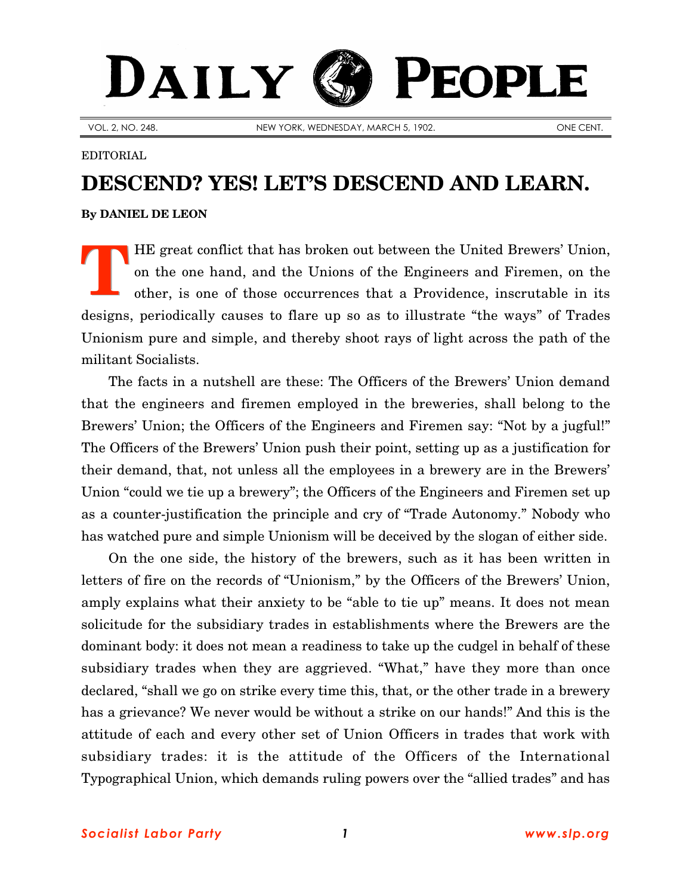# DAILY PEOPLE

VOL. 2, NO. 248. NEW YORK, WEDNESDAY, MARCH 5, 1902. ONE CENT.

EDITORIAL

## DESCEND? YES! LET'S DESCEND AND LEARN.

**By DANIEL DE LEON**

THE great conflict that has broken out between the United Brewers' Union, on the one hand, and the Unions of the Engineers and Firemen, on the other, is one of those occurrences that a Providence, inscrutable in its designs, periodically causes to flare up so as to illustrate "the ways" of Trades Unionism pure and simple, and thereby shoot rays of light across the path of the militant Socialists.

The facts in a nutshell are these: The Officers of the Brewers' Union demand that the engineers and firemen employed in the breweries, shall belong to the Brewers' Union; the Officers of the Engineers and Firemen say: "Not by a jugful!" The Officers of the Brewers' Union push their point, setting up as a justification for their demand, that, not unless all the employees in a brewery are in the Brewers' Union "could we tie up a brewery"; the Officers of the Engineers and Firemen set up as a counter-justification the principle and cry of "Trade Autonomy." Nobody who has watched pure and simple Unionism will be deceived by the slogan of either side.

On the one side, the history of the brewers, such as it has been written in letters of fire on the records of "Unionism," by the Officers of the Brewers' Union, amply explains what their anxiety to be "able to tie up" means. It does not mean solicitude for the subsidiary trades in establishments where the Brewers are the dominant body: it does not mean a readiness to take up the cudgel in behalf of these subsidiary trades when they are aggrieved. "What," have they more than once declared, "shall we go on strike every time this, that, or the other trade in a brewery has a grievance? We never would be without a strike on our hands!" And this is the attitude of each and every other set of Union Officers in trades that work with subsidiary trades: it is the attitude of the Officers of the International Typographical Union, which demands ruling powers over the "allied trades" and has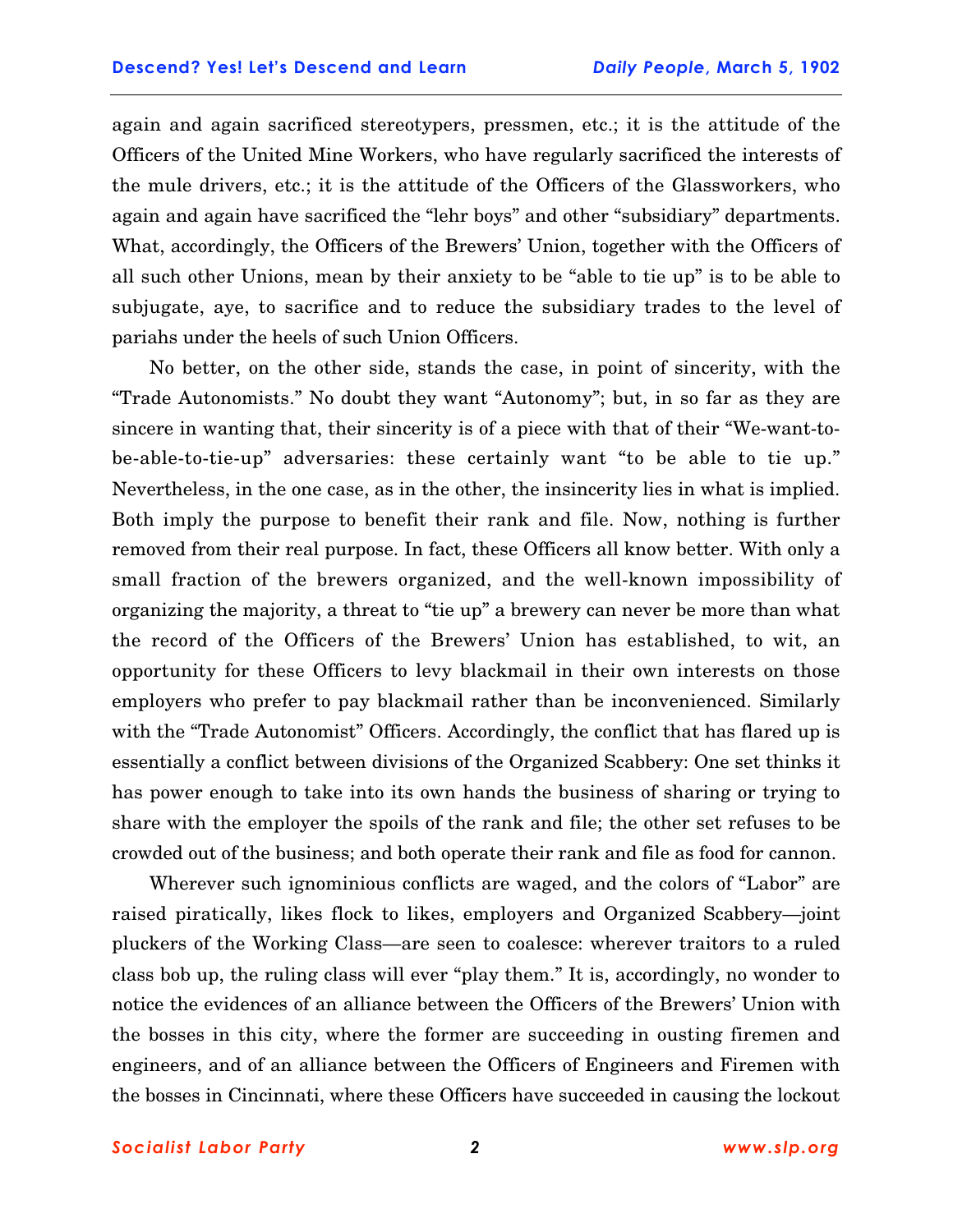again and again sacrificed stereotypers, pressmen, etc.; it is the attitude of the Officers of the United Mine Workers, who have regularly sacrificed the interests of the mule drivers, etc.; it is the attitude of the Officers of the Glassworkers, who again and again have sacrificed the "lehr boys" and other "subsidiary" departments. What, accordingly, the Officers of the Brewers' Union, together with the Officers of all such other Unions, mean by their anxiety to be "able to tie up" is to be able to subjugate, aye, to sacrifice and to reduce the subsidiary trades to the level of pariahs under the heels of such Union Officers.

No better, on the other side, stands the case, in point of sincerity, with the "Trade Autonomists." No doubt they want "Autonomy"; but, in so far as they are sincere in wanting that, their sincerity is of a piece with that of their "We-want-to-be-able-to-tie-up" adversaries: these certainly want "to be able to tie up." Nevertheless, in the one case, as in the other, the insincerity lies in what is implied. Both imply the purpose to benefit their rank and file. Now, nothing is further removed from their real purpose. In fact, these Officers all know better. With only a small fraction of the brewers organized, and the well-known impossibility of organizing the majority, a threat to "tie up" a brewery can never be more than what the record of the Officers of the Brewers' Union has established, to wit, an opportunity for these Officers to levy blackmail in their own interests on those employers who prefer to pay blackmail rather than be inconvenienced. Similarly with the "Trade Autonomist" Officers. Accordingly, the conflict that has flared up is essentially a conflict between divisions of the Organized Scabbery: One set thinks it has power enough to take into its own hands the business of sharing or trying to share with the employer the spoils of the rank and file; the other set refuses to be crowded out of the business; and both operate their rank and file as food for cannon.

Wherever such ignominious conflicts are waged, and the colors of "Labor" are raised piratically, likes flock to likes, employers and Organized Scabbery—joint pluckers of the Working Class—are seen to coalesce: wherever traitors to a ruled class bob up, the ruling class will ever "play them." It is, accordingly, no wonder to notice the evidences of an alliance between the Officers of the Brewers' Union with the bosses in this city, where the former are succeeding in ousting firemen and engineers, and of an alliance between the Officers of Engineers and Firemen with the bosses in Cincinnati, where these Officers have succeeded in causing the lockout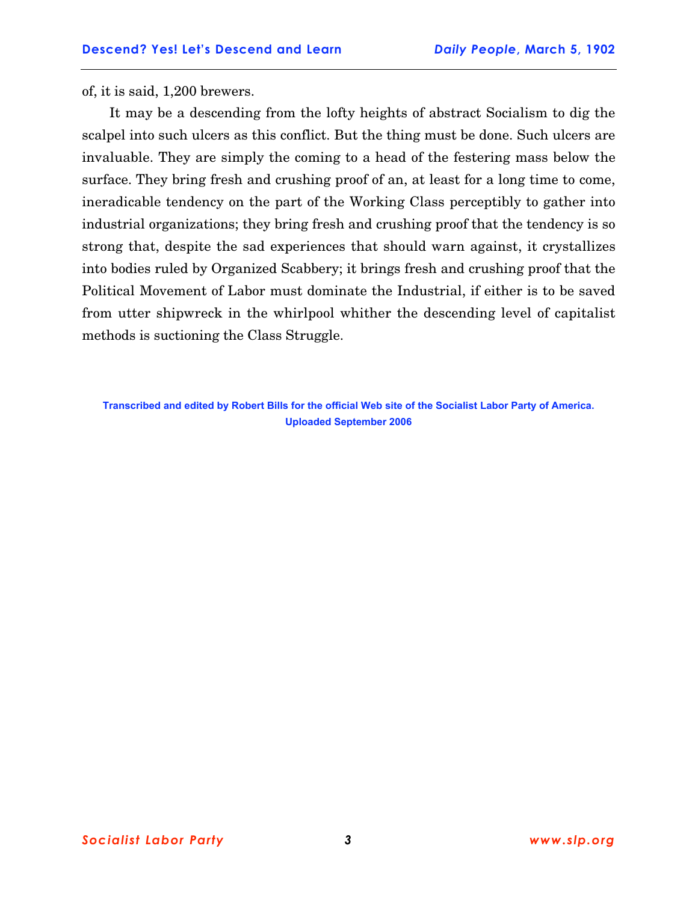of, it is said, 1,200 brewers.

It may be a descending from the lofty heights of abstract Socialism to dig the scalpel into such ulcers as this conflict. But the thing must be done. Such ulcers are invaluable. They are simply the coming to a head of the festering mass below the surface. They bring fresh and crushing proof of an, at least for a long time to come, ineradicable tendency on the part of the Working Class perceptibly to gather into industrial organizations; they bring fresh and crushing proof that the tendency is so strong that, despite the sad experiences that should warn against, it crystallizes into bodies ruled by Organized Scabbery; it brings fresh and crushing proof that the Political Movement of Labor must dominate the Industrial, if either is to be saved from utter shipwreck in the whirlpool whither the descending level of capitalist methods is suctioning the Class Struggle.

**Transcribed and edited by Robert Bills for the official Web site of the Socialist Labor Party of America.**
**Uploaded September 2006**